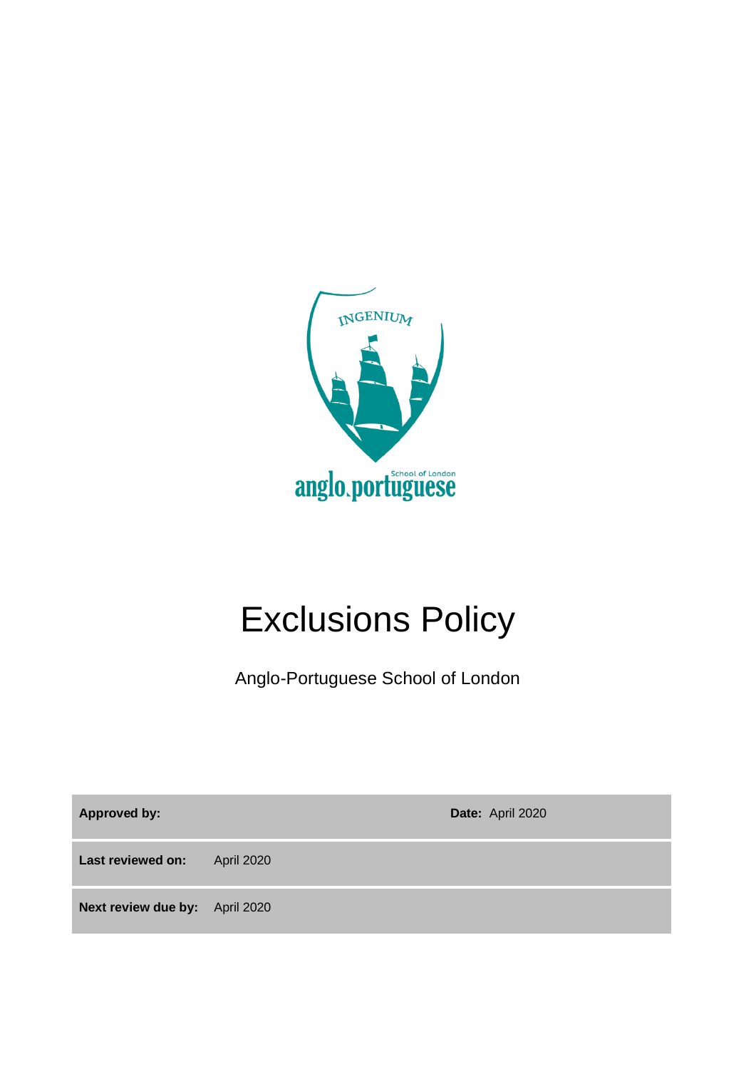# Exclusions Policy

Anglo-Portuguese School of London

| **Approved by:** | | **Date:** April 2020 |
|---|---|---|
| **Last reviewed on:** | April 2020 | |
| **Next review due by:** | April 2020 | |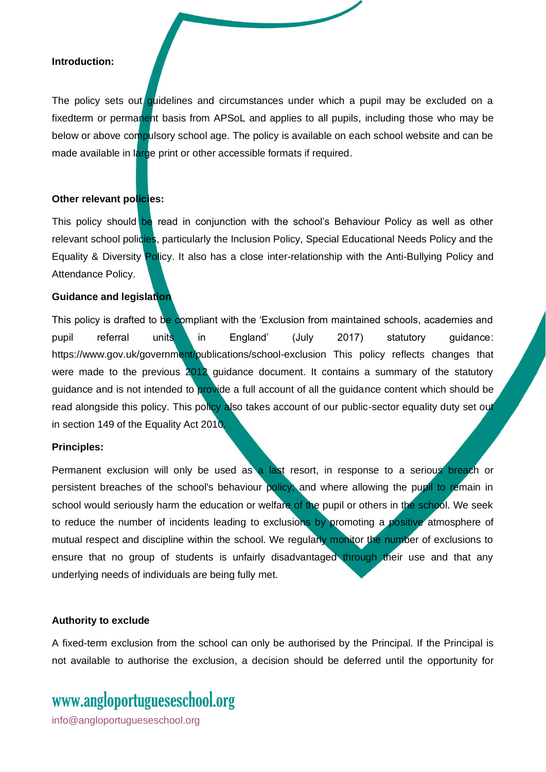**Introduction:**

The policy sets out guidelines and circumstances under which a pupil may be excluded on a fixedterm or permanent basis from APSoL and applies to all pupils, including those who may be below or above compulsory school age. The policy is available on each school website and can be made available in large print or other accessible formats if required.

**Other relevant policies:**

This policy should be read in conjunction with the school's Behaviour Policy as well as other relevant school policies, particularly the Inclusion Policy, Special Educational Needs Policy and the Equality & Diversity Policy. It also has a close inter-relationship with the Anti-Bullying Policy and Attendance Policy.

**Guidance and legislation**

This policy is drafted to be compliant with the 'Exclusion from maintained schools, academies and pupil referral units in England' (July 2017) statutory guidance: https://www.gov.uk/government/publications/school-exclusion This policy reflects changes that were made to the previous 2012 guidance document. It contains a summary of the statutory guidance and is not intended to provide a full account of all the guidance content which should be read alongside this policy. This policy also takes account of our public-sector equality duty set out in section 149 of the Equality Act 2010.

**Principles:**

Permanent exclusion will only be used as a last resort, in response to a serious breach or persistent breaches of the school's behaviour policy; and where allowing the pupil to remain in school would seriously harm the education or welfare of the pupil or others in the school. We seek to reduce the number of incidents leading to exclusions by promoting a positive atmosphere of mutual respect and discipline within the school. We regularly monitor the number of exclusions to ensure that no group of students is unfairly disadvantaged through their use and that any underlying needs of individuals are being fully met.

**Authority to exclude**

A fixed-term exclusion from the school can only be authorised by the Principal. If the Principal is not available to authorise the exclusion, a decision should be deferred until the opportunity for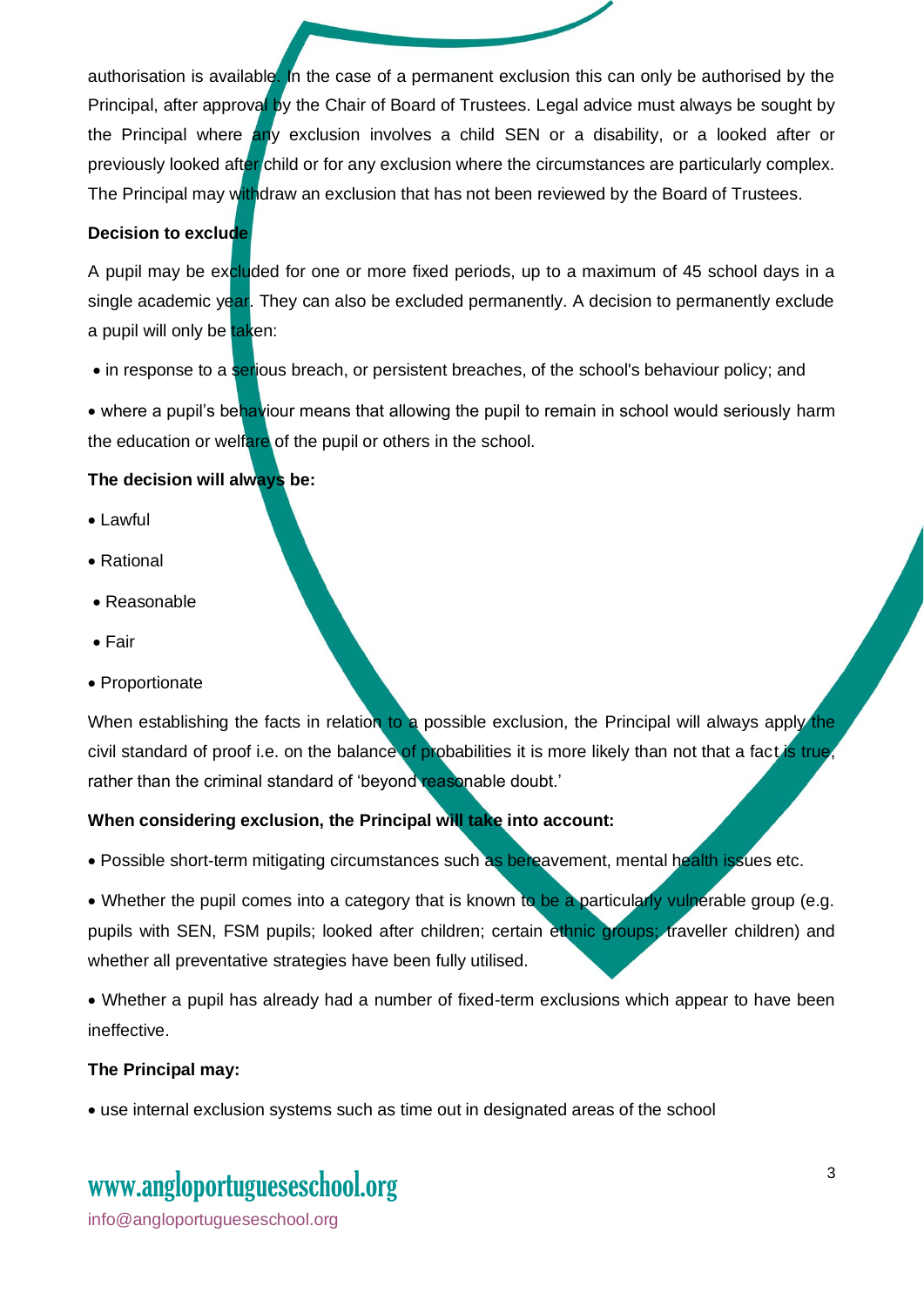authorisation is available. In the case of a permanent exclusion this can only be authorised by the Principal, after approval by the Chair of Board of Trustees. Legal advice must always be sought by the Principal where any exclusion involves a child SEN or a disability, or a looked after or previously looked after child or for any exclusion where the circumstances are particularly complex. The Principal may withdraw an exclusion that has not been reviewed by the Board of Trustees.

**Decision to exclude**

A pupil may be excluded for one or more fixed periods, up to a maximum of 45 school days in a single academic year. They can also be excluded permanently. A decision to permanently exclude a pupil will only be taken:

- in response to a serious breach, or persistent breaches, of the school's behaviour policy; and
- where a pupil's behaviour means that allowing the pupil to remain in school would seriously harm the education or welfare of the pupil or others in the school.

**The decision will always be:**

- Lawful
- Rational
- Reasonable
- Fair
- Proportionate

When establishing the facts in relation to a possible exclusion, the Principal will always apply the civil standard of proof i.e. on the balance of probabilities it is more likely than not that a fact is true, rather than the criminal standard of 'beyond reasonable doubt.'

**When considering exclusion, the Principal will take into account:**

- Possible short-term mitigating circumstances such as bereavement, mental health issues etc.
- Whether the pupil comes into a category that is known to be a particularly vulnerable group (e.g. pupils with SEN, FSM pupils; looked after children; certain ethnic groups; traveller children) and whether all preventative strategies have been fully utilised.
- Whether a pupil has already had a number of fixed-term exclusions which appear to have been ineffective.

**The Principal may:**

- use internal exclusion systems such as time out in designated areas of the school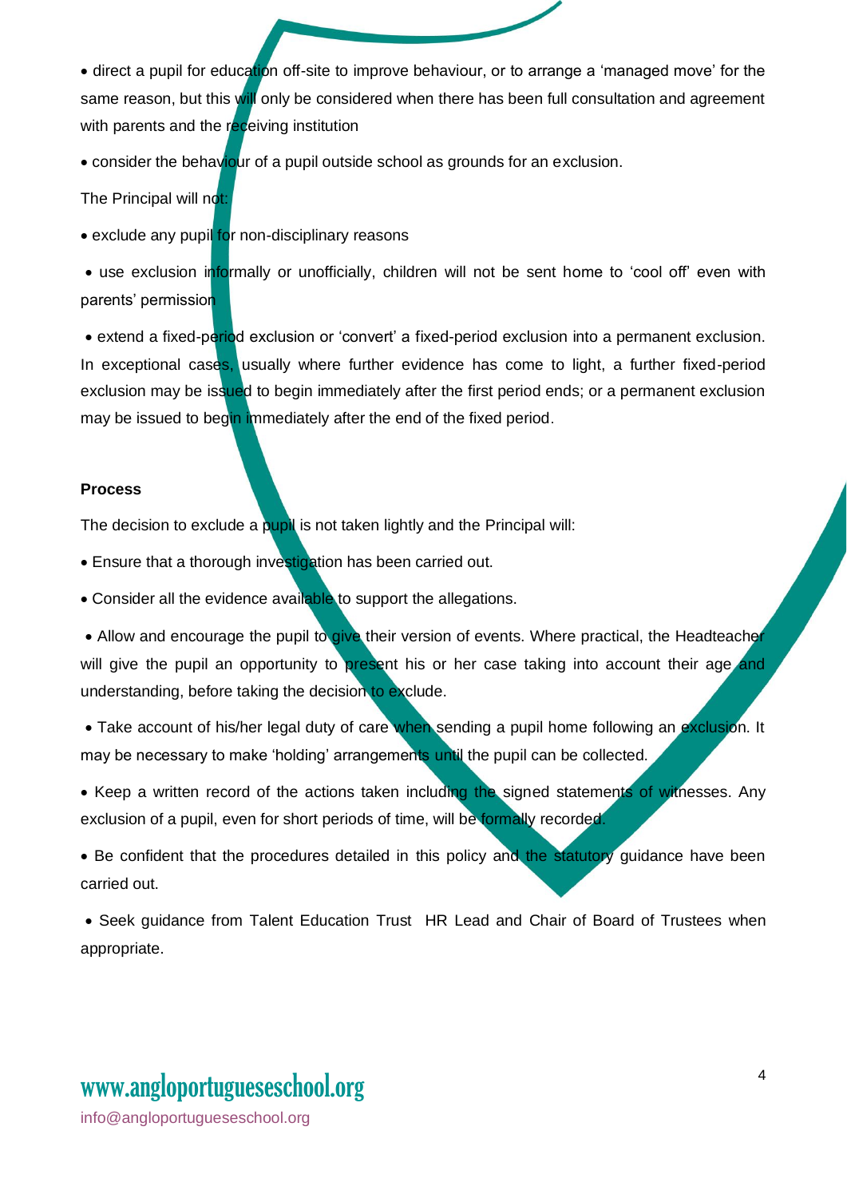- direct a pupil for education off-site to improve behaviour, or to arrange a 'managed move' for the same reason, but this will only be considered when there has been full consultation and agreement with parents and the receiving institution
- consider the behaviour of a pupil outside school as grounds for an exclusion.

The Principal will not:

- exclude any pupil for non-disciplinary reasons
- use exclusion informally or unofficially, children will not be sent home to 'cool off' even with parents' permission
- extend a fixed-period exclusion or 'convert' a fixed-period exclusion into a permanent exclusion. In exceptional cases, usually where further evidence has come to light, a further fixed-period exclusion may be issued to begin immediately after the first period ends; or a permanent exclusion may be issued to begin immediately after the end of the fixed period.

**Process**

The decision to exclude a pupil is not taken lightly and the Principal will:

- Ensure that a thorough investigation has been carried out.
- Consider all the evidence available to support the allegations.
- Allow and encourage the pupil to give their version of events. Where practical, the Headteacher will give the pupil an opportunity to present his or her case taking into account their age and understanding, before taking the decision to exclude.
- Take account of his/her legal duty of care when sending a pupil home following an exclusion. It may be necessary to make 'holding' arrangements until the pupil can be collected.
- Keep a written record of the actions taken including the signed statements of witnesses. Any exclusion of a pupil, even for short periods of time, will be formally recorded.
- Be confident that the procedures detailed in this policy and the statutory guidance have been carried out.
- Seek guidance from Talent Education Trust HR Lead and Chair of Board of Trustees when appropriate.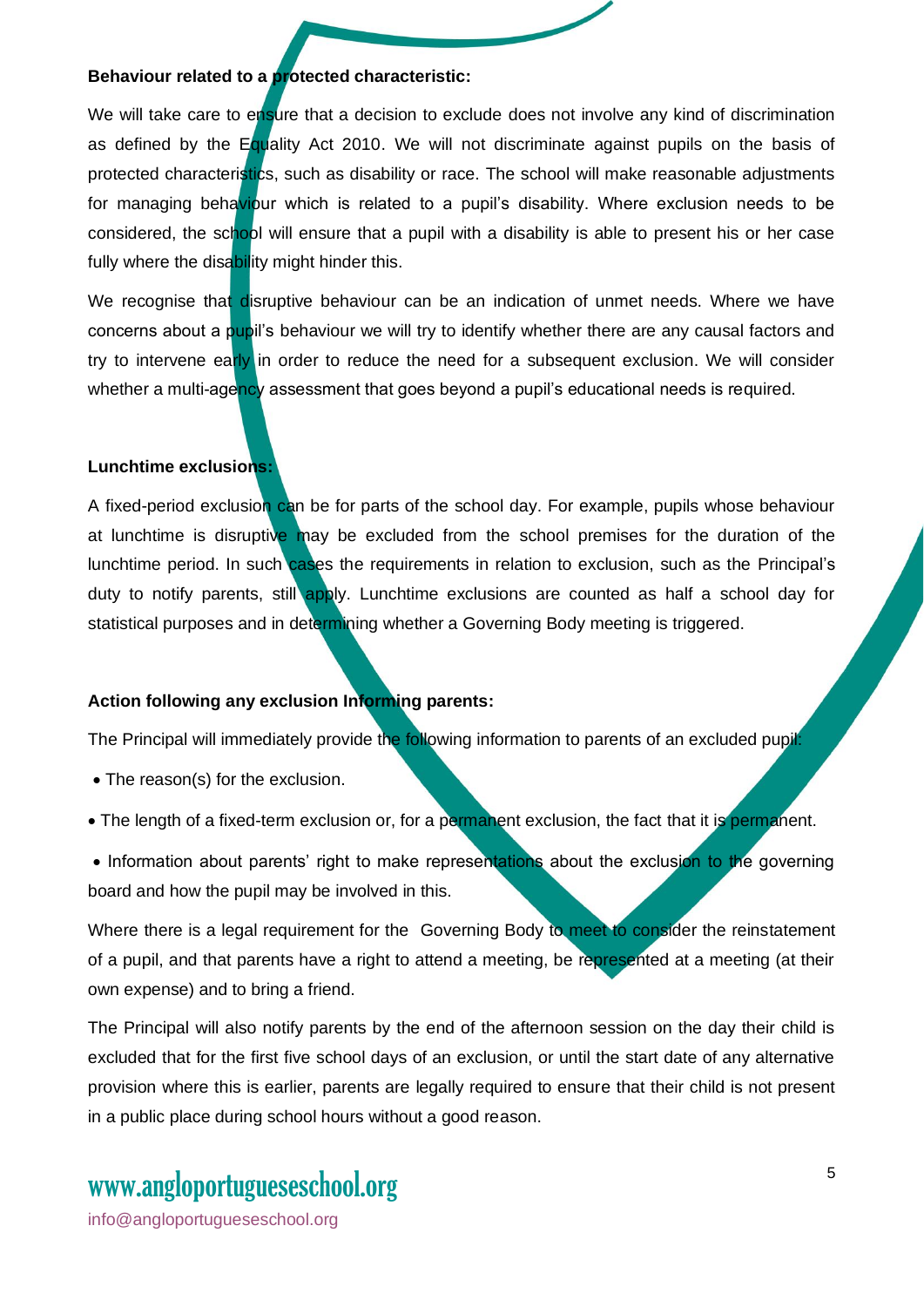**Behaviour related to a protected characteristic:**

We will take care to ensure that a decision to exclude does not involve any kind of discrimination as defined by the Equality Act 2010. We will not discriminate against pupils on the basis of protected characteristics, such as disability or race. The school will make reasonable adjustments for managing behaviour which is related to a pupil's disability. Where exclusion needs to be considered, the school will ensure that a pupil with a disability is able to present his or her case fully where the disability might hinder this.

We recognise that disruptive behaviour can be an indication of unmet needs. Where we have concerns about a pupil's behaviour we will try to identify whether there are any causal factors and try to intervene early in order to reduce the need for a subsequent exclusion. We will consider whether a multi-agency assessment that goes beyond a pupil's educational needs is required.

**Lunchtime exclusions:**

A fixed-period exclusion can be for parts of the school day. For example, pupils whose behaviour at lunchtime is disruptive may be excluded from the school premises for the duration of the lunchtime period. In such cases the requirements in relation to exclusion, such as the Principal's duty to notify parents, still apply. Lunchtime exclusions are counted as half a school day for statistical purposes and in determining whether a Governing Body meeting is triggered.

**Action following any exclusion Informing parents:**

The Principal will immediately provide the following information to parents of an excluded pupil:

- The reason(s) for the exclusion.
- The length of a fixed-term exclusion or, for a permanent exclusion, the fact that it is permanent.
- Information about parents' right to make representations about the exclusion to the governing board and how the pupil may be involved in this.

Where there is a legal requirement for the Governing Body to meet to consider the reinstatement of a pupil, and that parents have a right to attend a meeting, be represented at a meeting (at their own expense) and to bring a friend.

The Principal will also notify parents by the end of the afternoon session on the day their child is excluded that for the first five school days of an exclusion, or until the start date of any alternative provision where this is earlier, parents are legally required to ensure that their child is not present in a public place during school hours without a good reason.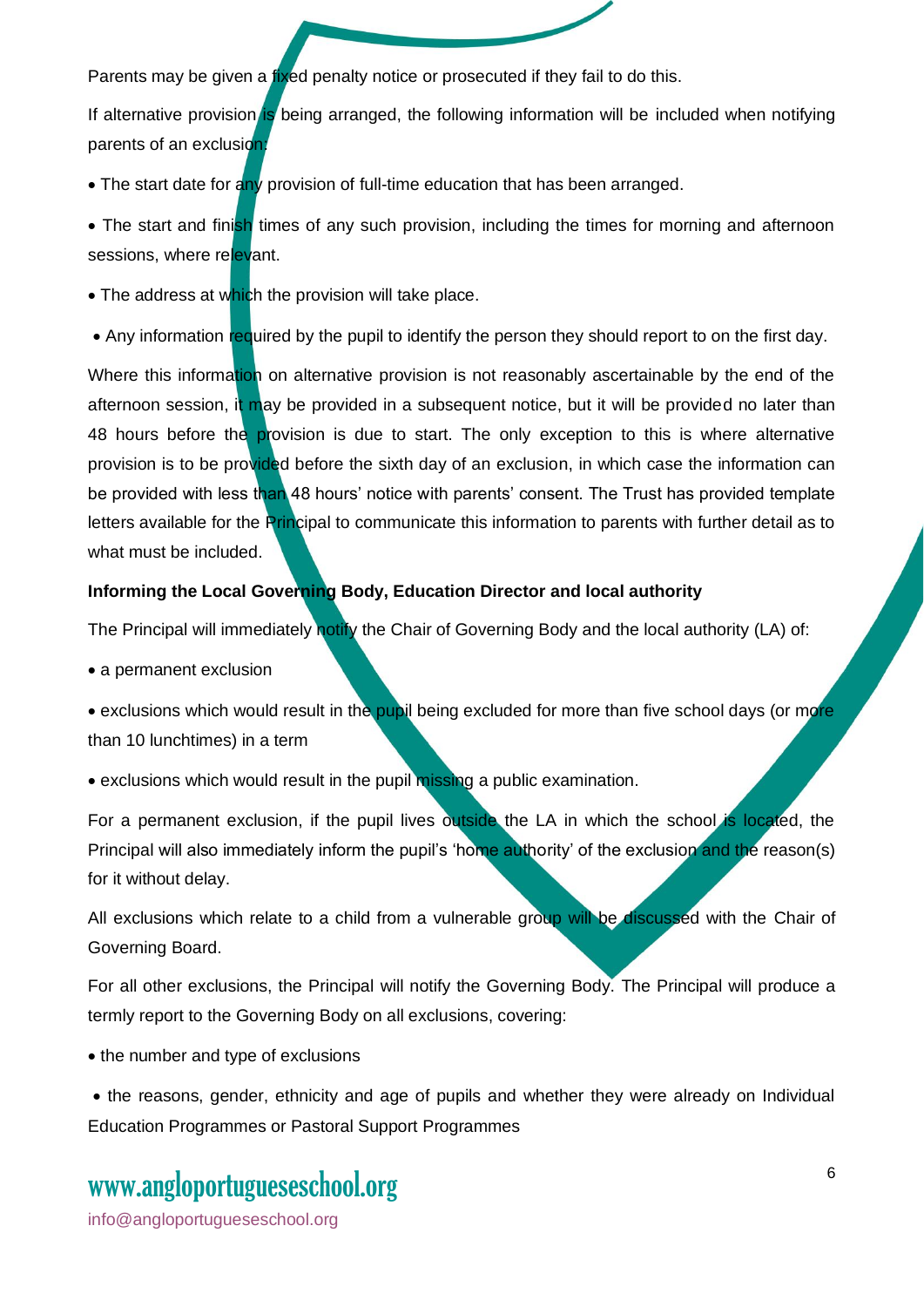Parents may be given a fixed penalty notice or prosecuted if they fail to do this.

If alternative provision is being arranged, the following information will be included when notifying parents of an exclusion:

- The start date for any provision of full-time education that has been arranged.
- The start and finish times of any such provision, including the times for morning and afternoon sessions, where relevant.
- The address at which the provision will take place.
- Any information required by the pupil to identify the person they should report to on the first day.

Where this information on alternative provision is not reasonably ascertainable by the end of the afternoon session, it may be provided in a subsequent notice, but it will be provided no later than 48 hours before the provision is due to start. The only exception to this is where alternative provision is to be provided before the sixth day of an exclusion, in which case the information can be provided with less than 48 hours' notice with parents' consent. The Trust has provided template letters available for the Principal to communicate this information to parents with further detail as to what must be included.

**Informing the Local Governing Body, Education Director and local authority**

The Principal will immediately notify the Chair of Governing Body and the local authority (LA) of:

- a permanent exclusion
- exclusions which would result in the pupil being excluded for more than five school days (or more than 10 lunchtimes) in a term
- exclusions which would result in the pupil missing a public examination.

For a permanent exclusion, if the pupil lives outside the LA in which the school is located, the Principal will also immediately inform the pupil's 'home authority' of the exclusion and the reason(s) for it without delay.

All exclusions which relate to a child from a vulnerable group will be discussed with the Chair of Governing Board.

For all other exclusions, the Principal will notify the Governing Body. The Principal will produce a termly report to the Governing Body on all exclusions, covering:

- the number and type of exclusions
- the reasons, gender, ethnicity and age of pupils and whether they were already on Individual Education Programmes or Pastoral Support Programmes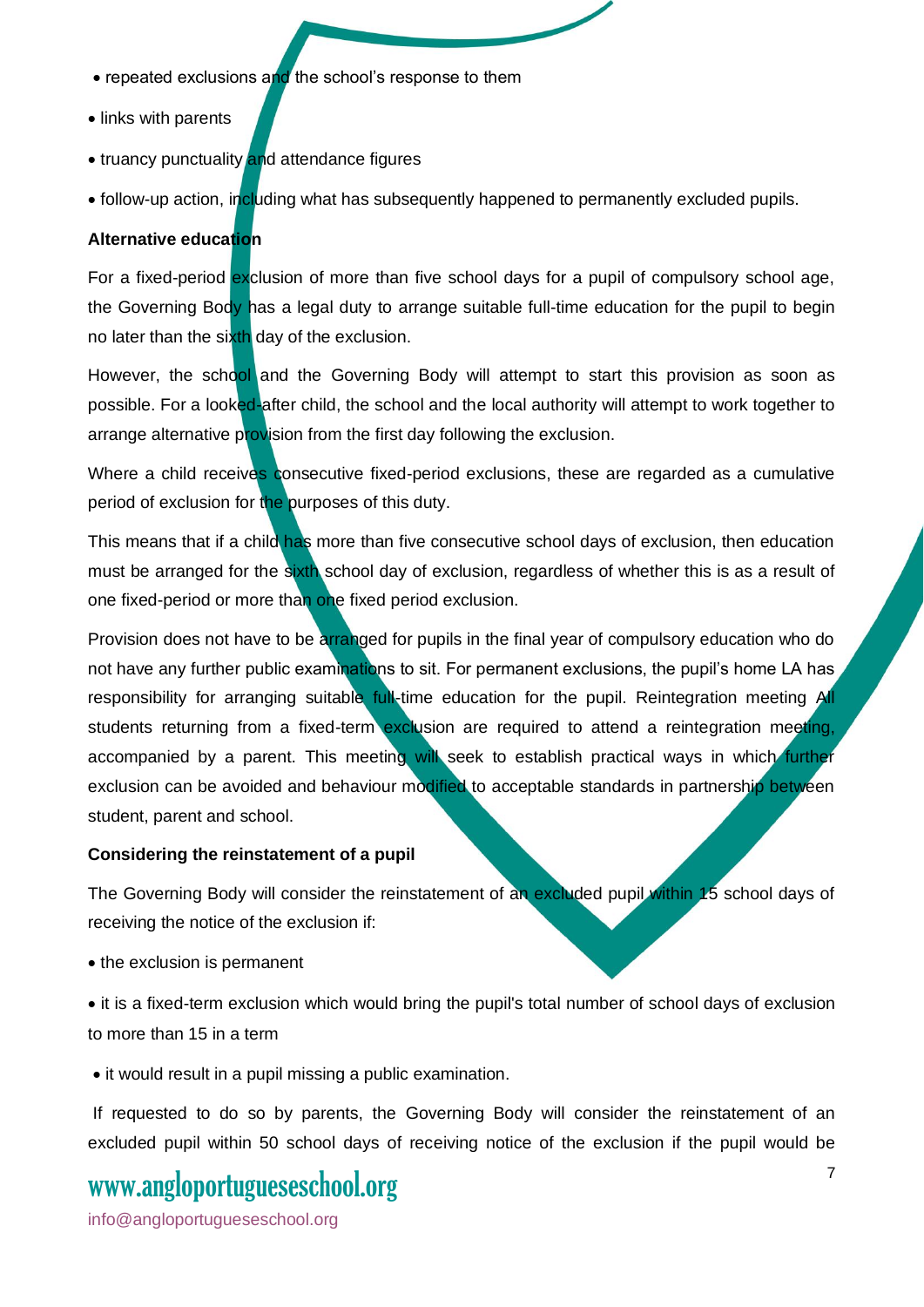- repeated exclusions and the school's response to them
- links with parents
- truancy punctuality and attendance figures
- follow-up action, including what has subsequently happened to permanently excluded pupils.

**Alternative education**

For a fixed-period exclusion of more than five school days for a pupil of compulsory school age, the Governing Body has a legal duty to arrange suitable full-time education for the pupil to begin no later than the sixth day of the exclusion.

However, the school and the Governing Body will attempt to start this provision as soon as possible. For a looked-after child, the school and the local authority will attempt to work together to arrange alternative provision from the first day following the exclusion.

Where a child receives consecutive fixed-period exclusions, these are regarded as a cumulative period of exclusion for the purposes of this duty.

This means that if a child has more than five consecutive school days of exclusion, then education must be arranged for the sixth school day of exclusion, regardless of whether this is as a result of one fixed-period or more than one fixed period exclusion.

Provision does not have to be arranged for pupils in the final year of compulsory education who do not have any further public examinations to sit. For permanent exclusions, the pupil's home LA has responsibility for arranging suitable full-time education for the pupil. Reintegration meeting All students returning from a fixed-term exclusion are required to attend a reintegration meeting, accompanied by a parent. This meeting will seek to establish practical ways in which further exclusion can be avoided and behaviour modified to acceptable standards in partnership between student, parent and school.

**Considering the reinstatement of a pupil**

The Governing Body will consider the reinstatement of an excluded pupil within 15 school days of receiving the notice of the exclusion if:

- the exclusion is permanent
- it is a fixed-term exclusion which would bring the pupil's total number of school days of exclusion to more than 15 in a term
- it would result in a pupil missing a public examination.

If requested to do so by parents, the Governing Body will consider the reinstatement of an excluded pupil within 50 school days of receiving notice of the exclusion if the pupil would be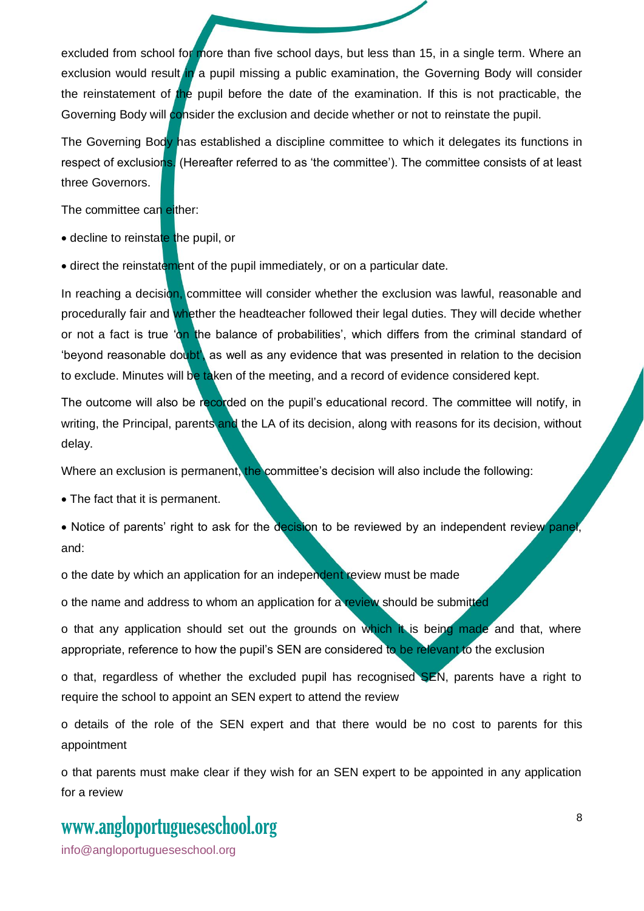excluded from school for more than five school days, but less than 15, in a single term. Where an exclusion would result in a pupil missing a public examination, the Governing Body will consider the reinstatement of the pupil before the date of the examination. If this is not practicable, the Governing Body will consider the exclusion and decide whether or not to reinstate the pupil.

The Governing Body has established a discipline committee to which it delegates its functions in respect of exclusions. (Hereafter referred to as 'the committee'). The committee consists of at least three Governors.

The committee can either:

- decline to reinstate the pupil, or
- direct the reinstatement of the pupil immediately, or on a particular date.

In reaching a decision, committee will consider whether the exclusion was lawful, reasonable and procedurally fair and whether the headteacher followed their legal duties. They will decide whether or not a fact is true 'on the balance of probabilities', which differs from the criminal standard of 'beyond reasonable doubt', as well as any evidence that was presented in relation to the decision to exclude. Minutes will be taken of the meeting, and a record of evidence considered kept.

The outcome will also be recorded on the pupil's educational record. The committee will notify, in writing, the Principal, parents and the LA of its decision, along with reasons for its decision, without delay.

Where an exclusion is permanent, the committee's decision will also include the following:

- The fact that it is permanent.
- Notice of parents' right to ask for the decision to be reviewed by an independent review panel, and:
  - the date by which an application for an independent review must be made
  - the name and address to whom an application for a review should be submitted
  - that any application should set out the grounds on which it is being made and that, where appropriate, reference to how the pupil's SEN are considered to be relevant to the exclusion
  - that, regardless of whether the excluded pupil has recognised SEN, parents have a right to require the school to appoint an SEN expert to attend the review
  - details of the role of the SEN expert and that there would be no cost to parents for this appointment
  - that parents must make clear if they wish for an SEN expert to be appointed in any application for a review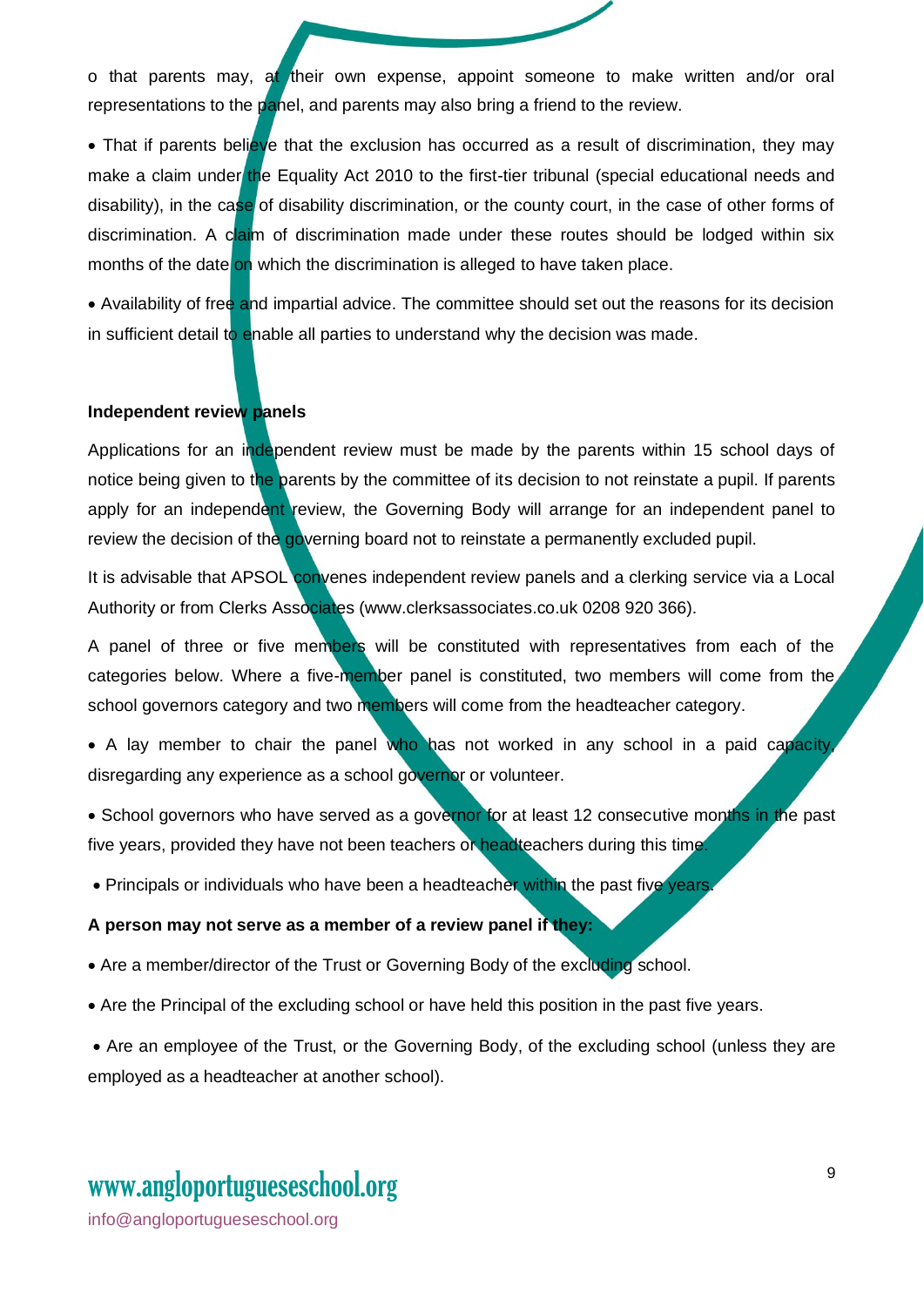o that parents may, at their own expense, appoint someone to make written and/or oral representations to the panel, and parents may also bring a friend to the review.

- That if parents believe that the exclusion has occurred as a result of discrimination, they may make a claim under the Equality Act 2010 to the first-tier tribunal (special educational needs and disability), in the case of disability discrimination, or the county court, in the case of other forms of discrimination. A claim of discrimination made under these routes should be lodged within six months of the date on which the discrimination is alleged to have taken place.
- Availability of free and impartial advice. The committee should set out the reasons for its decision in sufficient detail to enable all parties to understand why the decision was made.

**Independent review panels**

Applications for an independent review must be made by the parents within 15 school days of notice being given to the parents by the committee of its decision to not reinstate a pupil. If parents apply for an independent review, the Governing Body will arrange for an independent panel to review the decision of the governing board not to reinstate a permanently excluded pupil.

It is advisable that APSOL convenes independent review panels and a clerking service via a Local Authority or from Clerks Associates (www.clerksassociates.co.uk 0208 920 366).

A panel of three or five members will be constituted with representatives from each of the categories below. Where a five-member panel is constituted, two members will come from the school governors category and two members will come from the headteacher category.

- A lay member to chair the panel who has not worked in any school in a paid capacity, disregarding any experience as a school governor or volunteer.
- School governors who have served as a governor for at least 12 consecutive months in the past five years, provided they have not been teachers or headteachers during this time.
- Principals or individuals who have been a headteacher within the past five years.

**A person may not serve as a member of a review panel if they:**

- Are a member/director of the Trust or Governing Body of the excluding school.
- Are the Principal of the excluding school or have held this position in the past five years.
- Are an employee of the Trust, or the Governing Body, of the excluding school (unless they are employed as a headteacher at another school).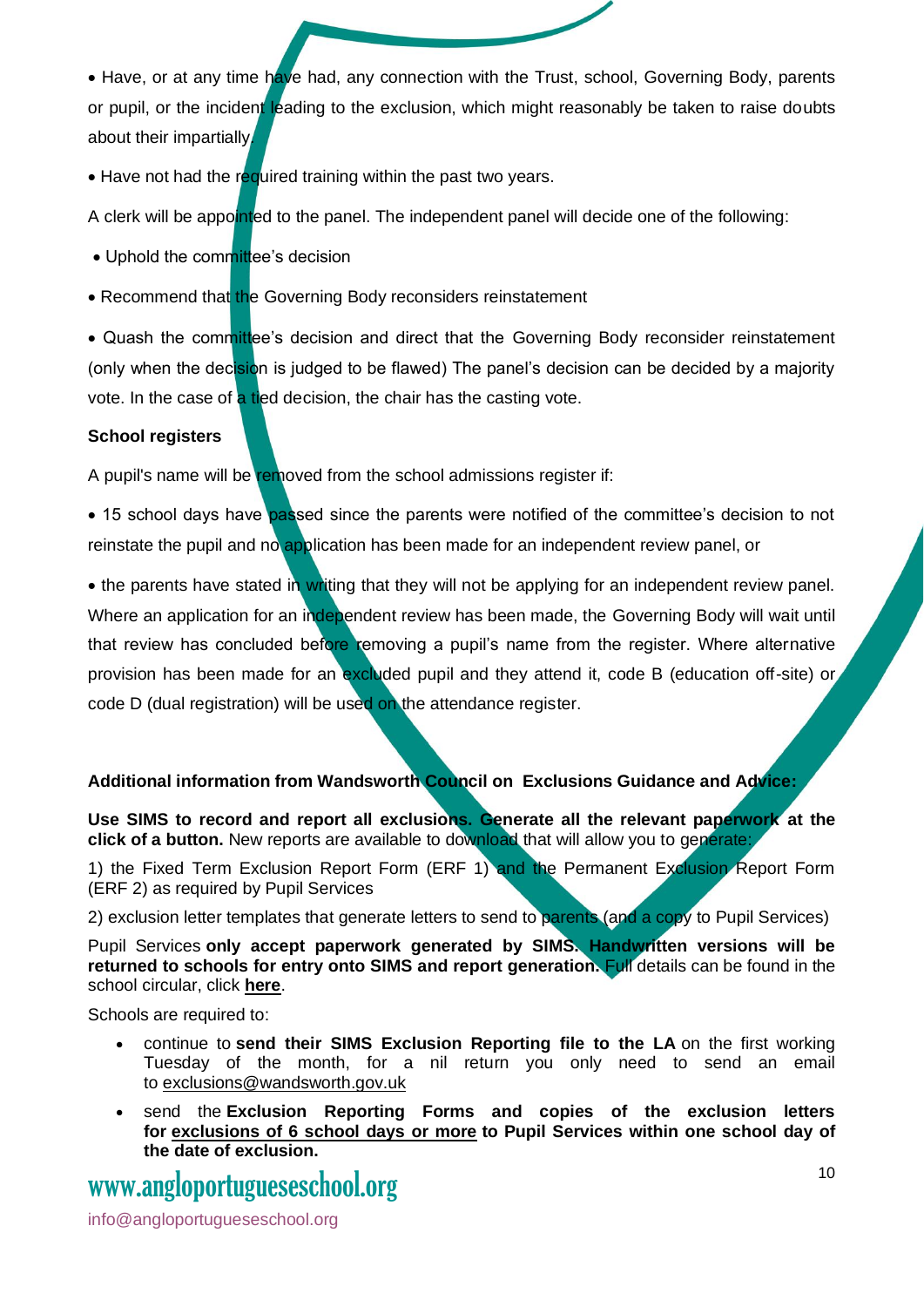• Have, or at any time have had, any connection with the Trust, school, Governing Body, parents or pupil, or the incident leading to the exclusion, which might reasonably be taken to raise doubts about their impartially.

• Have not had the required training within the past two years.

A clerk will be appointed to the panel. The independent panel will decide one of the following:

• Uphold the committee's decision

• Recommend that the Governing Body reconsiders reinstatement

• Quash the committee's decision and direct that the Governing Body reconsider reinstatement (only when the decision is judged to be flawed) The panel's decision can be decided by a majority vote. In the case of a tied decision, the chair has the casting vote.

**School registers**

A pupil's name will be removed from the school admissions register if:

• 15 school days have passed since the parents were notified of the committee's decision to not reinstate the pupil and no application has been made for an independent review panel, or

• the parents have stated in writing that they will not be applying for an independent review panel. Where an application for an independent review has been made, the Governing Body will wait until that review has concluded before removing a pupil's name from the register. Where alternative provision has been made for an excluded pupil and they attend it, code B (education off-site) or code D (dual registration) will be used on the attendance register.

**Additional information from Wandsworth Council on Exclusions Guidance and Advice:**

**Use SIMS to record and report all exclusions. Generate all the relevant paperwork at the click of a button.** New reports are available to download that will allow you to generate:

1) the Fixed Term Exclusion Report Form (ERF 1) and the Permanent Exclusion Report Form (ERF 2) as required by Pupil Services

2) exclusion letter templates that generate letters to send to parents (and a copy to Pupil Services)

Pupil Services **only accept paperwork generated by SIMS. Handwritten versions will be returned to schools for entry onto SIMS and report generation.** Full details can be found in the school circular, click **here**.

Schools are required to:

- continue to **send their SIMS Exclusion Reporting file to the LA** on the first working Tuesday of the month, for a nil return you only need to send an email to exclusions@wandsworth.gov.uk
- send the **Exclusion Reporting Forms and copies of the exclusion letters for exclusions of 6 school days or more to Pupil Services within one school day of the date of exclusion.**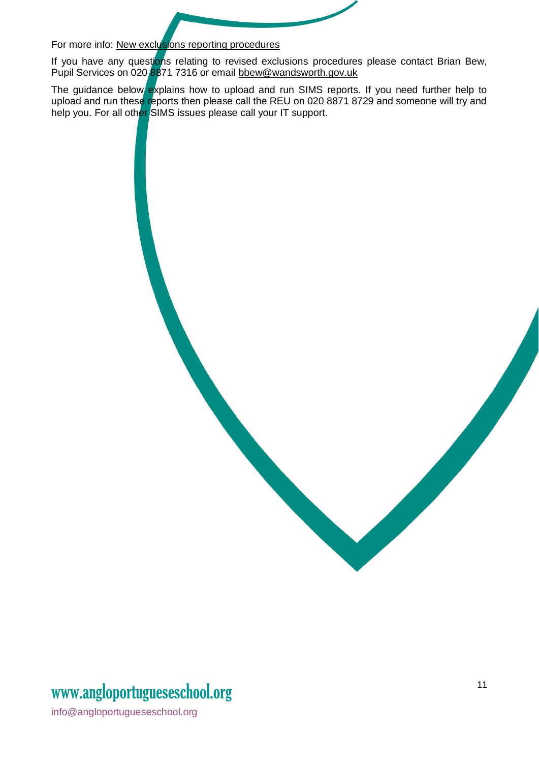For more info: New exclusions reporting procedures

If you have any questions relating to revised exclusions procedures please contact Brian Bew, Pupil Services on 020 8871 7316 or email bbew@wandsworth.gov.uk

The guidance below explains how to upload and run SIMS reports. If you need further help to upload and run these reports then please call the REU on 020 8871 8729 and someone will try and help you. For all other SIMS issues please call your IT support.